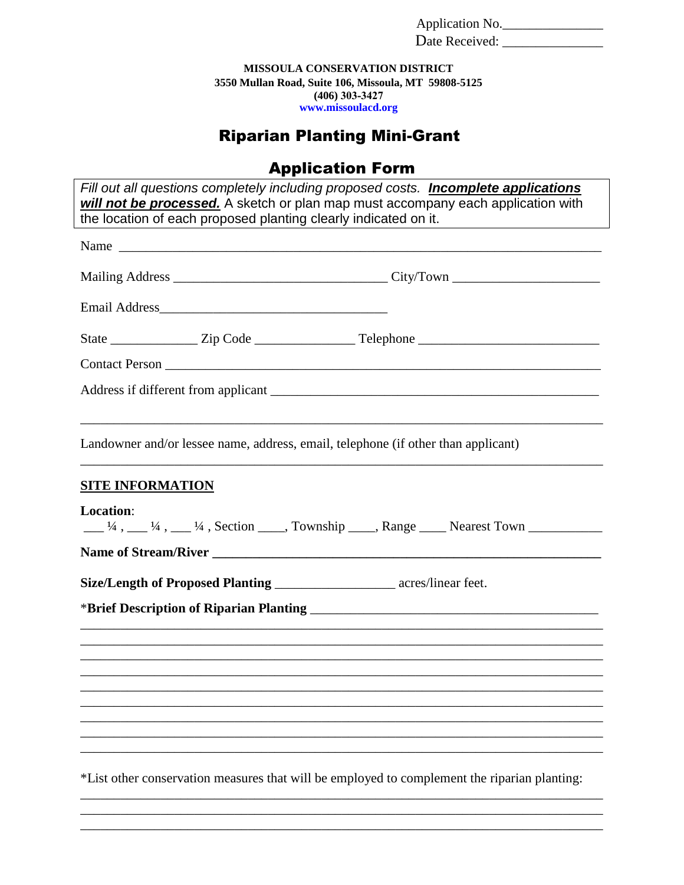Application No.______________
Date Received: ______________

**MISSOULA CONSERVATION DISTRICT**
**3550 Mullan Road, Suite 106, Missoula, MT 59808-5125**
**(406) 303-3427**
**www.missoulacd.org**

# Riparian Planting Mini-Grant

## Application Form

*Fill out all questions completely including proposed costs.* ***Incomplete applications will not be processed.*** A sketch or plan map must accompany each application with the location of each proposed planting clearly indicated on it.

Name ______________________________________________________________________

Mailing Address _______________________________ City/Town _____________________

Email Address_________________________________

State _____________ Zip Code ______________ Telephone __________________________

Contact Person _________________________________________________________________

Address if different from applicant ______________________________________________

______________________________________________________________________________

Landowner and/or lessee name, address, email, telephone (if other than applicant)

______________________________________________________________________________

**SITE INFORMATION**

**Location**:
___ ¼ , ___ ¼ , ___ ¼ , Section ____, Township ____, Range ____ Nearest Town __________

**Name of Stream/River ___________________________________________________________**

**Size/Length of Proposed Planting** _________________ acres/linear feet.

\***Brief Description of Riparian Planting** _________________________________________

______________________________________________________________________________
______________________________________________________________________________
______________________________________________________________________________
______________________________________________________________________________
______________________________________________________________________________
______________________________________________________________________________
______________________________________________________________________________
______________________________________________________________________________
______________________________________________________________________________

*List other conservation measures that will be employed to complement the riparian planting:

______________________________________________________________________________
______________________________________________________________________________
______________________________________________________________________________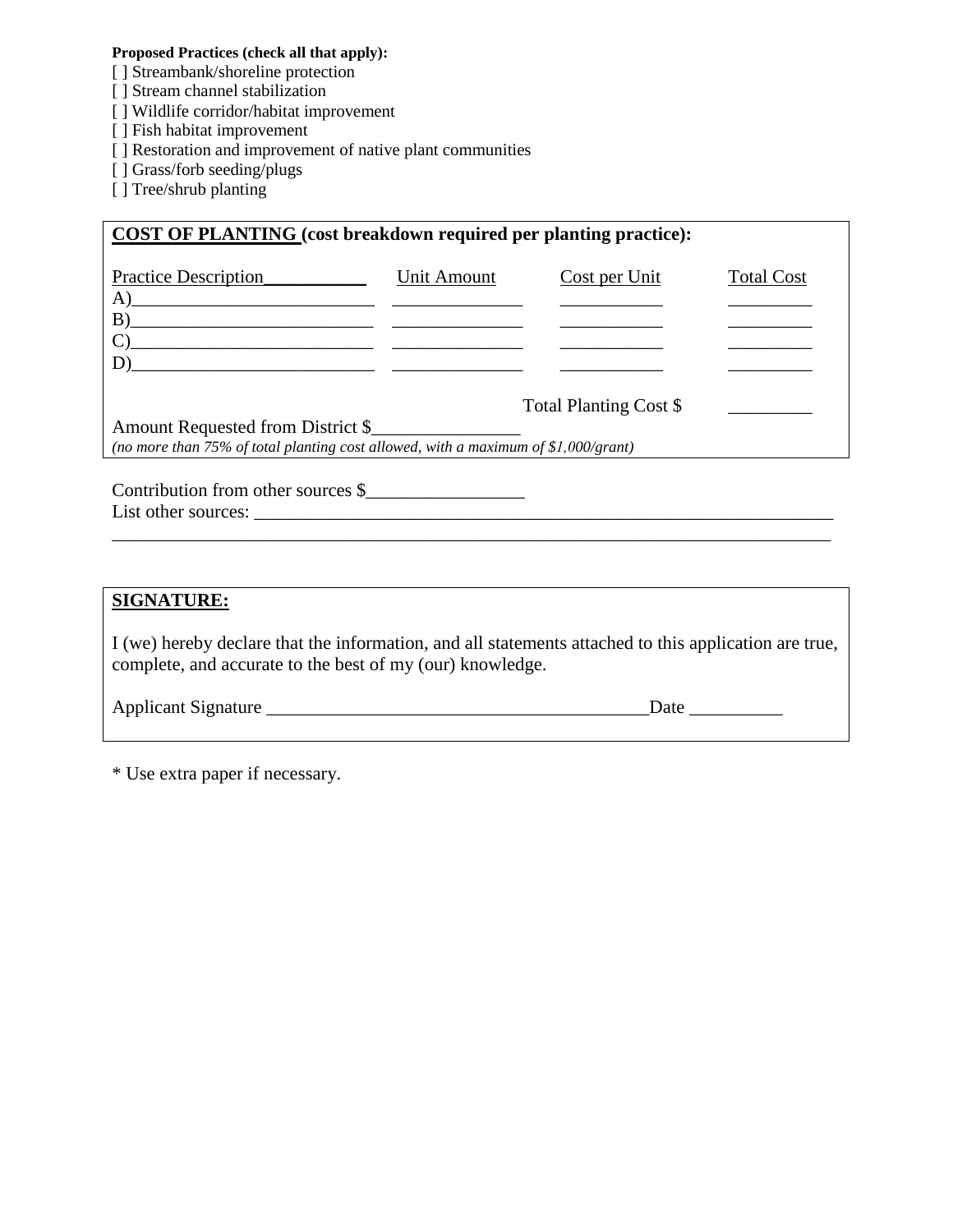**Proposed Practices (check all that apply):**

[ ] Streambank/shoreline protection
[ ] Stream channel stabilization
[ ] Wildlife corridor/habitat improvement
[ ] Fish habitat improvement
[ ] Restoration and improvement of native plant communities
[ ] Grass/forb seeding/plugs
[ ] Tree/shrub planting

**COST OF PLANTING (cost breakdown required per planting practice):**

| Practice Description | Unit Amount | Cost per Unit | Total Cost |
|---|---|---|---|
| A)________________________ | ______________ | ___________ | _________ |
| B)________________________ | ______________ | ___________ | _________ |
| C)________________________ | ______________ | ___________ | _________ |
| D)________________________ | ______________ | ___________ | _________ |
| | | Total Planting Cost $ | _________ |

Amount Requested from District $________________

*(no more than 75% of total planting cost allowed, with a maximum of $1,000/grant)*

Contribution from other sources $_________________

List other sources: _________________________________________________________________

______________________________________________________________________________

**SIGNATURE:**

I (we) hereby declare that the information, and all statements attached to this application are true, complete, and accurate to the best of my (our) knowledge.

Applicant Signature _________________________________________Date __________

* Use extra paper if necessary.